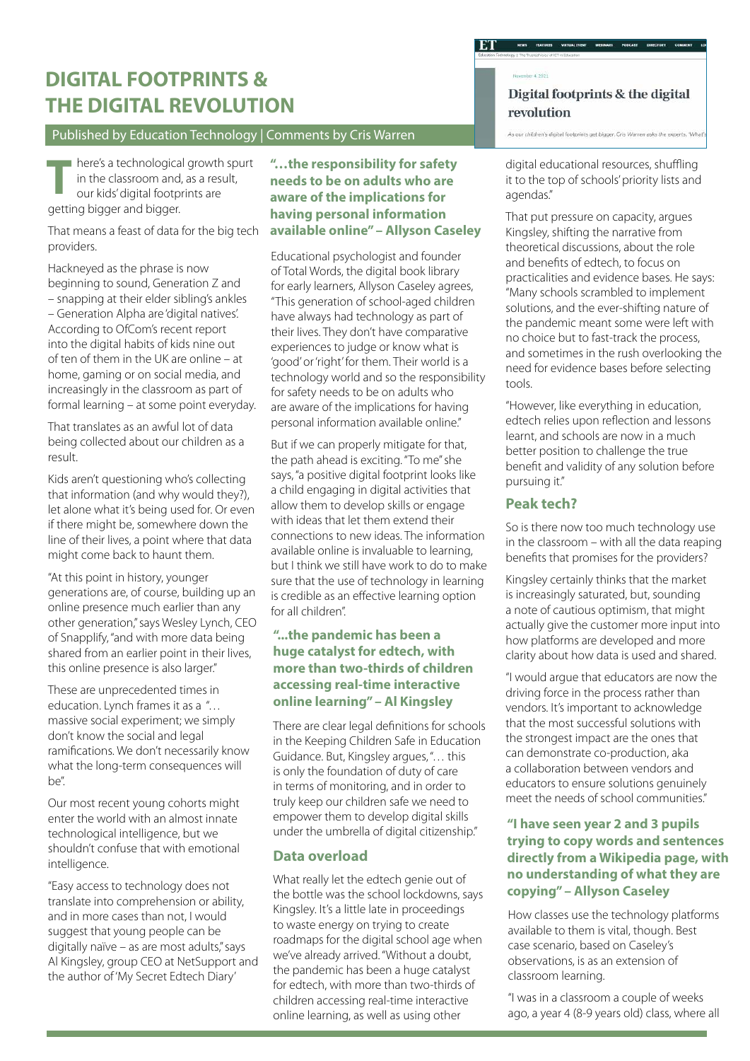# DIGITAL FOOTPRINTS & THE DIGITAL REVOLUTION

Published by Education Technology | Comments by Cris Warren

There's a technological growth spurt in the classroom and, as a result, our kids' digital footprints are getting bigger and bigger.

That means a feast of data for the big tech providers.

Hackneyed as the phrase is now beginning to sound, Generation Z and – snapping at their elder sibling's ankles – Generation Alpha are 'digital natives'. According to OfCom's recent report into the digital habits of kids nine out of ten of them in the UK are online – at home, gaming or on social media, and increasingly in the classroom as part of formal learning – at some point everyday.

That translates as an awful lot of data being collected about our children as a result.

Kids aren't questioning who's collecting that information (and why would they?), let alone what it's being used for. Or even if there might be, somewhere down the line of their lives, a point where that data might come back to haunt them.

"At this point in history, younger generations are, of course, building up an online presence much earlier than any other generation," says Wesley Lynch, CEO of Snapplify, "and with more data being shared from an earlier point in their lives, this online presence is also larger."

These are unprecedented times in education. Lynch frames it as a "… massive social experiment; we simply don't know the social and legal ramifications. We don't necessarily know what the long-term consequences will be".

Our most recent young cohorts might enter the world with an almost innate technological intelligence, but we shouldn't confuse that with emotional intelligence.

"Easy access to technology does not translate into comprehension or ability, and in more cases than not, I would suggest that young people can be digitally naïve – as are most adults," says Al Kingsley, group CEO at NetSupport and the author of 'My Secret Edtech Diary'

**"…the responsibility for safety needs to be on adults who are aware of the implications for having personal information available online" – Allyson Caseley**

Educational psychologist and founder of Total Words, the digital book library for early learners, Allyson Caseley agrees, "This generation of school-aged children have always had technology as part of their lives. They don't have comparative experiences to judge or know what is 'good' or 'right' for them. Their world is a technology world and so the responsibility for safety needs to be on adults who are aware of the implications for having personal information available online."

But if we can properly mitigate for that, the path ahead is exciting. "To me" she says, "a positive digital footprint looks like a child engaging in digital activities that allow them to develop skills or engage with ideas that let them extend their connections to new ideas. The information available online is invaluable to learning, but I think we still have work to do to make sure that the use of technology in learning is credible as an effective learning option for all children".

**"...the pandemic has been a huge catalyst for edtech, with more than two-thirds of children accessing real-time interactive online learning" – Al Kingsley**

There are clear legal definitions for schools in the Keeping Children Safe in Education Guidance. But, Kingsley argues, "… this is only the foundation of duty of care in terms of monitoring, and in order to truly keep our children safe we need to empower them to develop digital skills under the umbrella of digital citizenship."

## Data overload

What really let the edtech genie out of the bottle was the school lockdowns, says Kingsley. It's a little late in proceedings to waste energy on trying to create roadmaps for the digital school age when we've already arrived. "Without a doubt, the pandemic has been a huge catalyst for edtech, with more than two-thirds of children accessing real-time interactive online learning, as well as using other digital educational resources, shuffling it to the top of schools' priority lists and agendas."

That put pressure on capacity, argues Kingsley, shifting the narrative from theoretical discussions, about the role and benefits of edtech, to focus on practicalities and evidence bases. He says: "Many schools scrambled to implement solutions, and the ever-shifting nature of the pandemic meant some were left with no choice but to fast-track the process, and sometimes in the rush overlooking the need for evidence bases before selecting tools.

"However, like everything in education, edtech relies upon reflection and lessons learnt, and schools are now in a much better position to challenge the true benefit and validity of any solution before pursuing it."

## Peak tech?

So is there now too much technology use in the classroom – with all the data reaping benefits that promises for the providers?

Kingsley certainly thinks that the market is increasingly saturated, but, sounding a note of cautious optimism, that might actually give the customer more input into how platforms are developed and more clarity about how data is used and shared.

"I would argue that educators are now the driving force in the process rather than vendors. It's important to acknowledge that the most successful solutions with the strongest impact are the ones that can demonstrate co-production, aka a collaboration between vendors and educators to ensure solutions genuinely meet the needs of school communities."

**"I have seen year 2 and 3 pupils trying to copy words and sentences directly from a Wikipedia page, with no understanding of what they are copying" – Allyson Caseley**

How classes use the technology platforms available to them is vital, though. Best case scenario, based on Caseley's observations, is as an extension of classroom learning.

"I was in a classroom a couple of weeks ago, a year 4 (8-9 years old) class, where all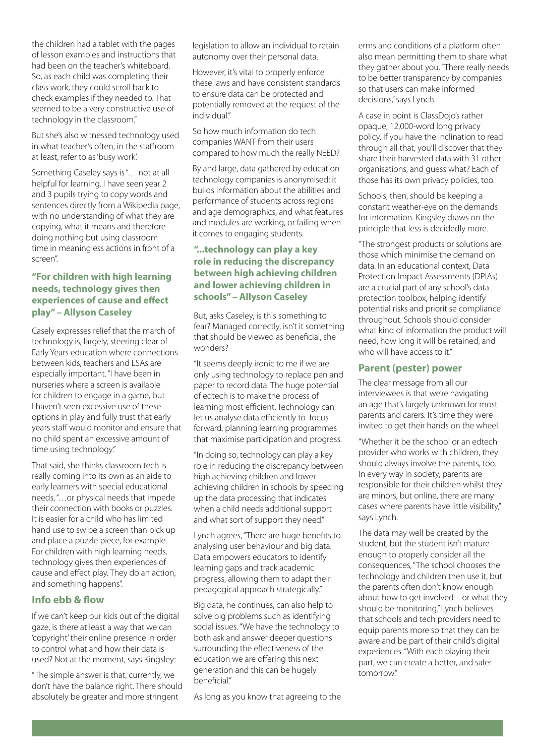the children had a tablet with the pages of lesson examples and instructions that had been on the teacher's whiteboard. So, as each child was completing their class work, they could scroll back to check examples if they needed to. That seemed to be a very constructive use of technology in the classroom."

But she's also witnessed technology used in what teacher's often, in the staffroom at least, refer to as 'busy work'.

Something Caseley says is "… not at all helpful for learning. I have seen year 2 and 3 pupils trying to copy words and sentences directly from a Wikipedia page, with no understanding of what they are copying, what it means and therefore doing nothing but using classroom time in meaningless actions in front of a screen".

### "For children with high learning needs, technology gives then experiences of cause and effect play" – Allyson Caseley

Casely expresses relief that the march of technology is, largely, steering clear of Early Years education where connections between kids, teachers and LSAs are especially important. "I have been in nurseries where a screen is available for children to engage in a game, but I haven't seen excessive use of these options in play and fully trust that early years staff would monitor and ensure that no child spent an excessive amount of time using technology."

That said, she thinks classroom tech is really coming into its own as an aide to early learners with special educational needs, "…or physical needs that impede their connection with books or puzzles. It is easier for a child who has limited hand use to swipe a screen than pick up and place a puzzle piece, for example. For children with high learning needs, technology gives then experiences of cause and effect play. They do an action, and something happens".

## Info ebb & flow

If we can't keep our kids out of the digital gaze, is there at least a way that we can 'copyright' their online presence in order to control what and how their data is used? Not at the moment, says Kingsley:

"The simple answer is that, currently, we don't have the balance right. There should absolutely be greater and more stringent legislation to allow an individual to retain autonomy over their personal data.

However, it's vital to properly enforce these laws and have consistent standards to ensure data can be protected and potentially removed at the request of the individual."

So how much information do tech companies WANT from their users compared to how much the really NEED?

By and large, data gathered by education technology companies is anonymised; it builds information about the abilities and performance of students across regions and age demographics, and what features and modules are working, or failing when it comes to engaging students.

### "...technology can play a key role in reducing the discrepancy between high achieving children and lower achieving children in schools" – Allyson Caseley

But, asks Caseley, is this something to fear? Managed correctly, isn't it something that should be viewed as beneficial, she wonders?

"It seems deeply ironic to me if we are only using technology to replace pen and paper to record data. The huge potential of edtech is to make the process of learning most efficient. Technology can let us analyse data efficiently to focus forward, planning learning programmes that maximise participation and progress.

"In doing so, technology can play a key role in reducing the discrepancy between high achieving children and lower achieving children in schools by speeding up the data processing that indicates when a child needs additional support and what sort of support they need."

Lynch agrees, "There are huge benefits to analysing user behaviour and big data. Data empowers educators to identify learning gaps and track academic progress, allowing them to adapt their pedagogical approach strategically."

Big data, he continues, can also help to solve big problems such as identifying social issues. "We have the technology to both ask and answer deeper questions surrounding the effectiveness of the education we are offering this next generation and this can be hugely beneficial."

As long as you know that agreeing to the erms and conditions of a platform often also mean permitting them to share what they gather about you. "There really needs to be better transparency by companies so that users can make informed decisions," says Lynch.

A case in point is ClassDojo's rather opaque, 12,000-word long privacy policy. If you have the inclination to read through all that, you'll discover that they share their harvested data with 31 other organisations, and guess what? Each of those has its own privacy policies, too.

Schools, then, should be keeping a constant weather-eye on the demands for information. Kingsley draws on the principle that less is decidedly more.

"The strongest products or solutions are those which minimise the demand on data. In an educational context, Data Protection Impact Assessments (DPIAs) are a crucial part of any school's data protection toolbox, helping identify potential risks and prioritise compliance throughout. Schools should consider what kind of information the product will need, how long it will be retained, and who will have access to it."

## Parent (pester) power

The clear message from all our interviewees is that we're navigating an age that's largely unknown for most parents and carers. It's time they were invited to get their hands on the wheel.

"Whether it be the school or an edtech provider who works with children, they should always involve the parents, too. In every way in society, parents are responsible for their children whilst they are minors, but online, there are many cases where parents have little visibility," says Lynch.

The data may well be created by the student, but the student isn't mature enough to properly consider all the consequences, "The school chooses the technology and children then use it, but the parents often don't know enough about how to get involved – or what they should be monitoring." Lynch believes that schools and tech providers need to equip parents more so that they can be aware and be part of their child's digital experiences. "With each playing their part, we can create a better, and safer tomorrow."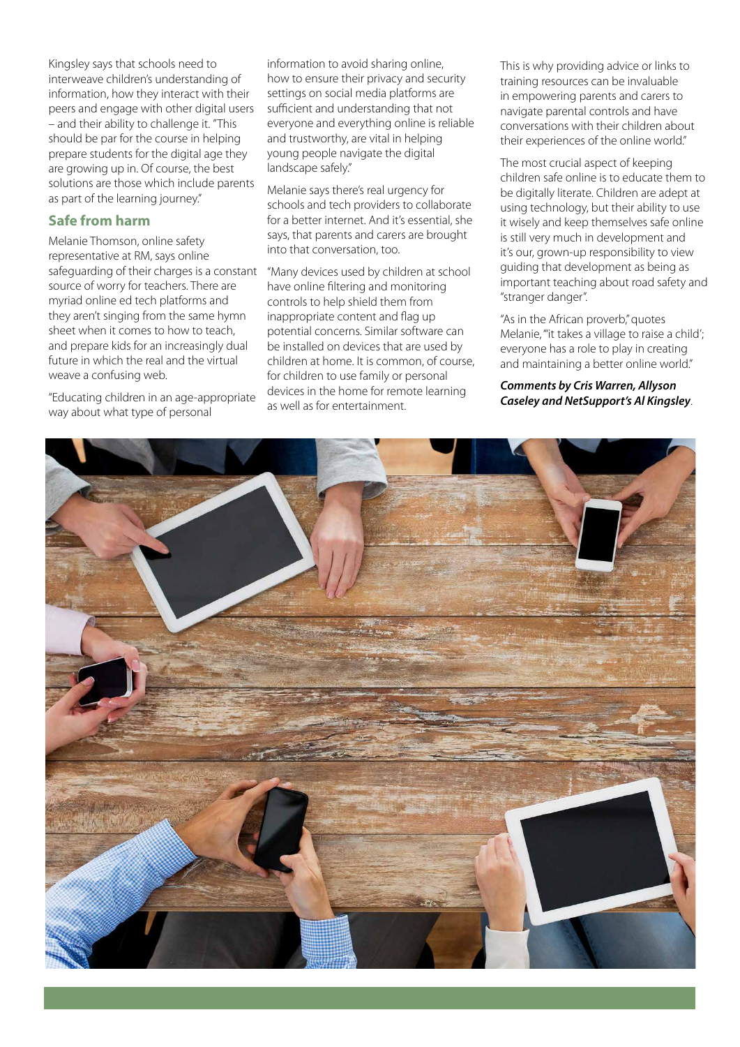Kingsley says that schools need to interweave children's understanding of information, how they interact with their peers and engage with other digital users – and their ability to challenge it. "This should be par for the course in helping prepare students for the digital age they are growing up in. Of course, the best solutions are those which include parents as part of the learning journey."

## Safe from harm

Melanie Thomson, online safety representative at RM, says online safeguarding of their charges is a constant source of worry for teachers. There are myriad online ed tech platforms and they aren't singing from the same hymn sheet when it comes to how to teach, and prepare kids for an increasingly dual future in which the real and the virtual weave a confusing web.

"Educating children in an age-appropriate way about what type of personal information to avoid sharing online, how to ensure their privacy and security settings on social media platforms are sufficient and understanding that not everyone and everything online is reliable and trustworthy, are vital in helping young people navigate the digital landscape safely."

Melanie says there's real urgency for schools and tech providers to collaborate for a better internet. And it's essential, she says, that parents and carers are brought into that conversation, too.

"Many devices used by children at school have online filtering and monitoring controls to help shield them from inappropriate content and flag up potential concerns. Similar software can be installed on devices that are used by children at home. It is common, of course, for children to use family or personal devices in the home for remote learning as well as for entertainment.

This is why providing advice or links to training resources can be invaluable in empowering parents and carers to navigate parental controls and have conversations with their children about their experiences of the online world."

The most crucial aspect of keeping children safe online is to educate them to be digitally literate. Children are adept at using technology, but their ability to use it wisely and keep themselves safe online is still very much in development and it's our, grown-up responsibility to view guiding that development as being as important teaching about road safety and "stranger danger".

"As in the African proverb," quotes Melanie, "'it takes a village to raise a child'; everyone has a role to play in creating and maintaining a better online world."

***Comments by Cris Warren, Allyson Caseley and NetSupport's Al Kingsley***.